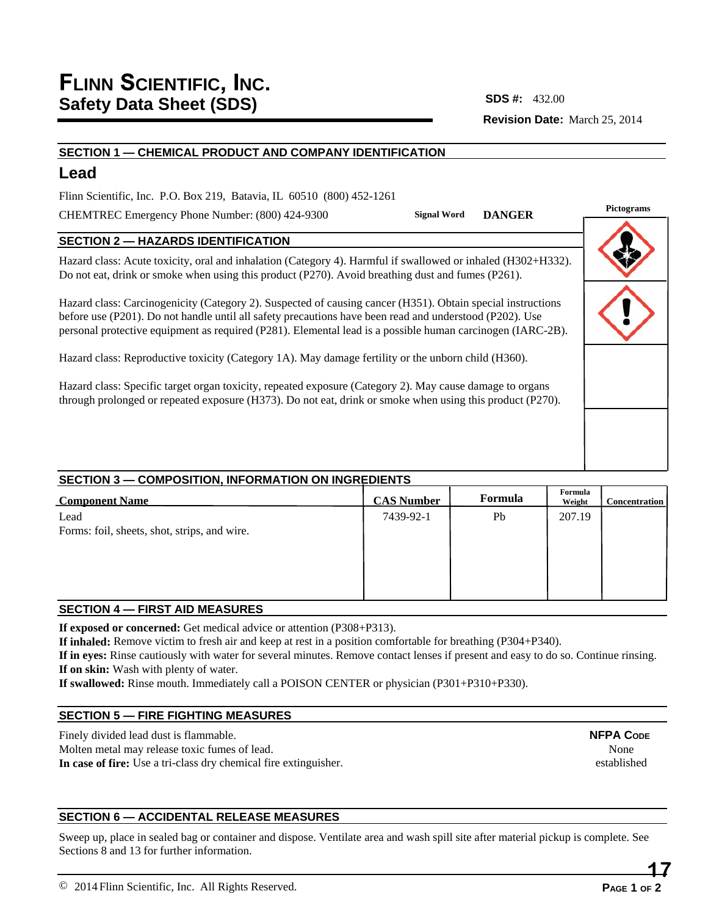# FLINN SCIENTIFIC, INC.
## Safety Data Sheet (SDS)

**SDS #:** 432.00

**Revision Date:** March 25, 2014

### SECTION 1 — CHEMICAL PRODUCT AND COMPANY IDENTIFICATION

## Lead

Flinn Scientific, Inc. P.O. Box 219, Batavia, IL 60510 (800) 452-1261

CHEMTREC Emergency Phone Number: (800) 424-9300

**Signal Word** **DANGER**

**Pictograms**

### SECTION 2 — HAZARDS IDENTIFICATION

Hazard class: Acute toxicity, oral and inhalation (Category 4). Harmful if swallowed or inhaled (H302+H332). Do not eat, drink or smoke when using this product (P270). Avoid breathing dust and fumes (P261).

Hazard class: Carcinogenicity (Category 2). Suspected of causing cancer (H351). Obtain special instructions before use (P201). Do not handle until all safety precautions have been read and understood (P202). Use personal protective equipment as required (P281). Elemental lead is a possible human carcinogen (IARC-2B).

Hazard class: Reproductive toxicity (Category 1A). May damage fertility or the unborn child (H360).

Hazard class: Specific target organ toxicity, repeated exposure (Category 2). May cause damage to organs through prolonged or repeated exposure (H373). Do not eat, drink or smoke when using this product (P270).

### SECTION 3 — COMPOSITION, INFORMATION ON INGREDIENTS

| Component Name | CAS Number | Formula | Formula Weight | Concentration |
|---|---|---|---|---|
| Lead<br>Forms: foil, sheets, shot, strips, and wire. | 7439-92-1 | Pb | 207.19 | |

### SECTION 4 — FIRST AID MEASURES

**If exposed or concerned:** Get medical advice or attention (P308+P313).
**If inhaled:** Remove victim to fresh air and keep at rest in a position comfortable for breathing (P304+P340).
**If in eyes:** Rinse cautiously with water for several minutes. Remove contact lenses if present and easy to do so. Continue rinsing.
**If on skin:** Wash with plenty of water.
**If swallowed:** Rinse mouth. Immediately call a POISON CENTER or physician (P301+P310+P330).

### SECTION 5 — FIRE FIGHTING MEASURES

Finely divided lead dust is flammable.
Molten metal may release toxic fumes of lead.
**In case of fire:** Use a tri-class dry chemical fire extinguisher.

**NFPA CODE**
None established

### SECTION 6 — ACCIDENTAL RELEASE MEASURES

Sweep up, place in sealed bag or container and dispose. Ventilate area and wash spill site after material pickup is complete. See Sections 8 and 13 for further information.

© 2014 Flinn Scientific, Inc. All Rights Reserved.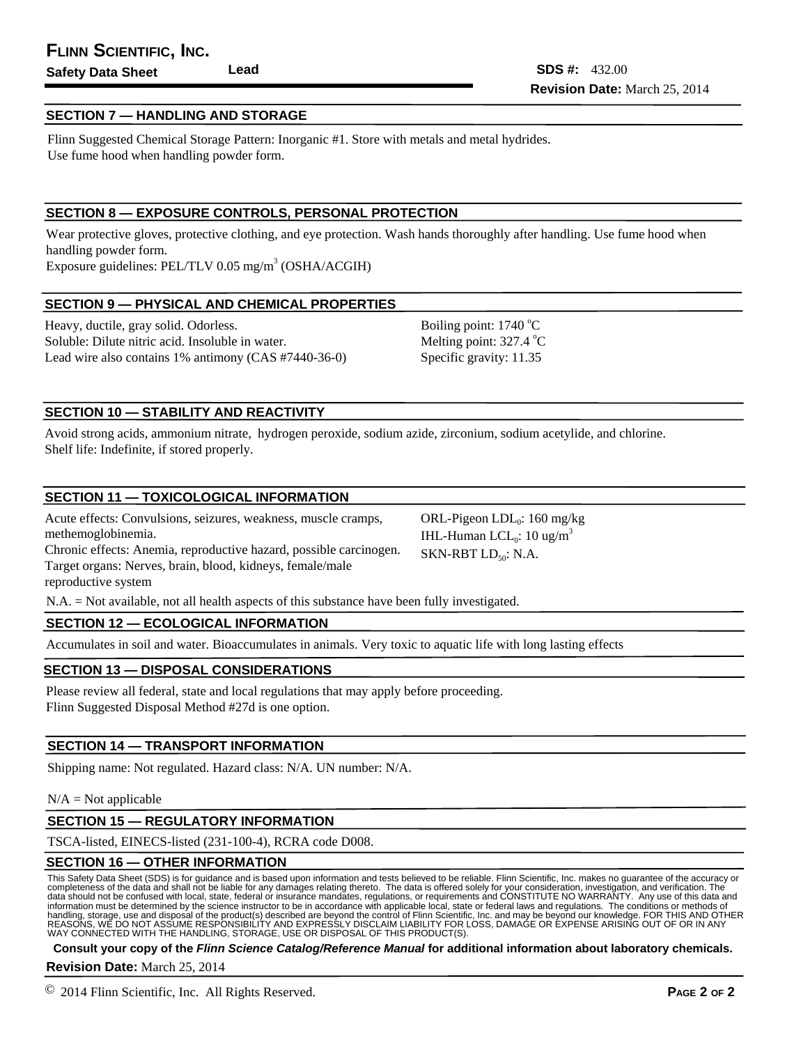## SECTION 7 — HANDLING AND STORAGE

Flinn Suggested Chemical Storage Pattern: Inorganic #1. Store with metals and metal hydrides.
Use fume hood when handling powder form.

## SECTION 8 — EXPOSURE CONTROLS, PERSONAL PROTECTION

Wear protective gloves, protective clothing, and eye protection. Wash hands thoroughly after handling. Use fume hood when handling powder form.
Exposure guidelines: PEL/TLV 0.05 mg/$m^3$ (OSHA/ACGIH)

## SECTION 9 — PHYSICAL AND CHEMICAL PROPERTIES

Heavy, ductile, gray solid. Odorless.
Soluble: Dilute nitric acid. Insoluble in water.
Lead wire also contains 1% antimony (CAS #7440-36-0)

Boiling point: 1740 °C
Melting point: 327.4 °C
Specific gravity: 11.35

## SECTION 10 — STABILITY AND REACTIVITY

Avoid strong acids, ammonium nitrate, hydrogen peroxide, sodium azide, zirconium, sodium acetylide, and chlorine.
Shelf life: Indefinite, if stored properly.

## SECTION 11 — TOXICOLOGICAL INFORMATION

Acute effects: Convulsions, seizures, weakness, muscle cramps, methemoglobinemia.
Chronic effects: Anemia, reproductive hazard, possible carcinogen.
Target organs: Nerves, brain, blood, kidneys, female/male reproductive system

ORL-Pigeon $LDL_0$: 160 mg/kg
IHL-Human $LCL_0$: 10 ug/$m^3$
SKN-RBT $LD_{50}$: N.A.

N.A. = Not available, not all health aspects of this substance have been fully investigated.

## SECTION 12 — ECOLOGICAL INFORMATION

Accumulates in soil and water. Bioaccumulates in animals. Very toxic to aquatic life with long lasting effects

## SECTION 13 — DISPOSAL CONSIDERATIONS

Please review all federal, state and local regulations that may apply before proceeding.
Flinn Suggested Disposal Method #27d is one option.

## SECTION 14 — TRANSPORT INFORMATION

Shipping name: Not regulated. Hazard class: N/A. UN number: N/A.

N/A = Not applicable

## SECTION 15 — REGULATORY INFORMATION

TSCA-listed, EINECS-listed (231-100-4), RCRA code D008.

## SECTION 16 — OTHER INFORMATION

This Safety Data Sheet (SDS) is for guidance and is based upon information and tests believed to be reliable. Flinn Scientific, Inc. makes no guarantee of the accuracy or completeness of the data and shall not be liable for any damages relating thereto. The data is offered solely for your consideration, investigation, and verification. The data should not be confused with local, state, federal or insurance mandates, regulations, or requirements and CONSTITUTE NO WARRANTY. Any use of this data and information must be determined by the science instructor to be in accordance with applicable local, state or federal laws and regulations. The conditions or methods of handling, storage, use and disposal of the product(s) described are beyond the control of Flinn Scientific, Inc. and may be beyond our knowledge. FOR THIS AND OTHER REASONS, WE DO NOT ASSUME RESPONSIBILITY AND EXPRESSLY DISCLAIM LIABILITY FOR LOSS, DAMAGE OR EXPENSE ARISING OUT OF OR IN ANY WAY CONNECTED WITH THE HANDLING, STORAGE, USE OR DISPOSAL OF THIS PRODUCT(S).

**Consult your copy of the *Flinn Science Catalog/Reference Manual* for additional information about laboratory chemicals.**

**Revision Date:** March 25, 2014

© 2014 Flinn Scientific, Inc. All Rights Reserved.